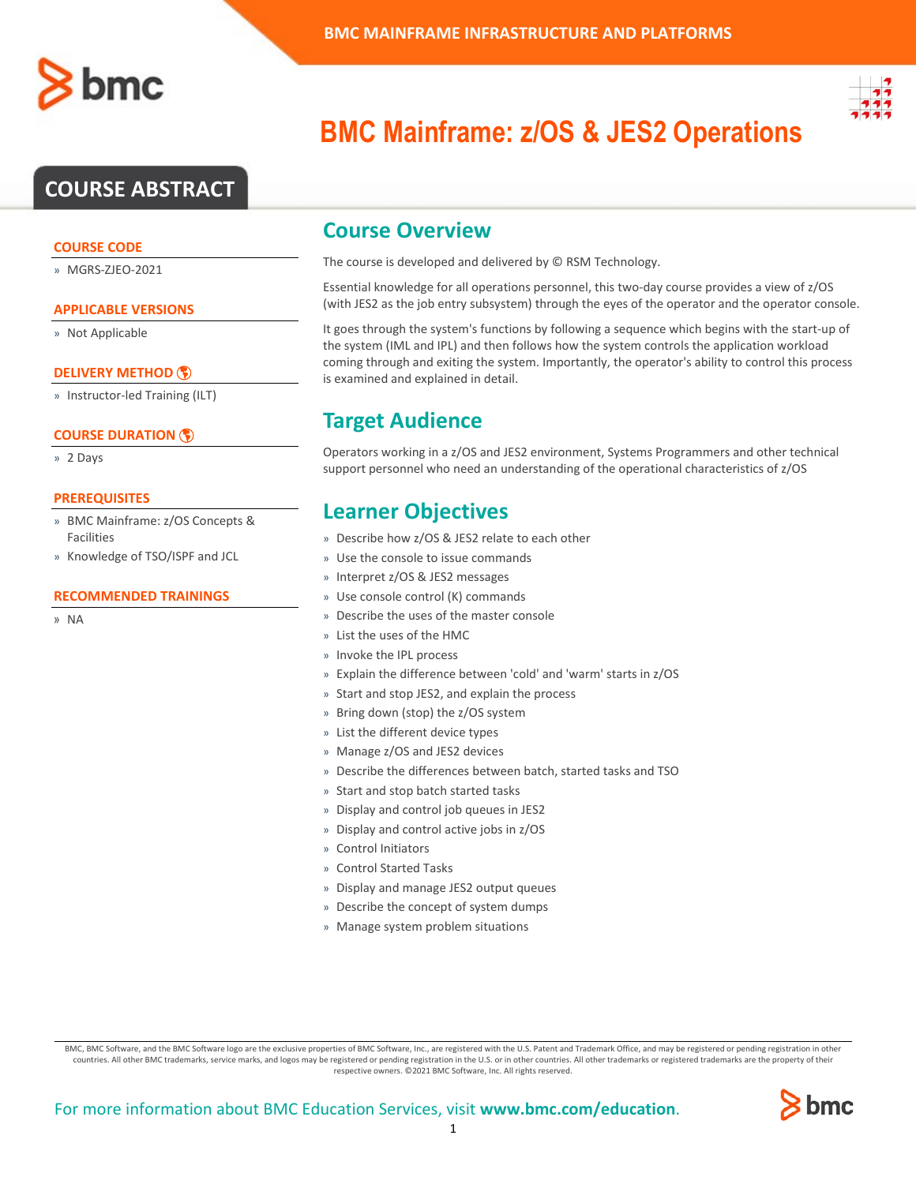# BMC Mainframe: z/OS & JES2 Operations

## COURSE ABSTRACT

### COURSE CODE

- MGRS-ZJEO-2021

### APPLICABLE VERSIONS

- Not Applicable

### DELIVERY METHOD

- Instructor-led Training (ILT)

### COURSE DURATION

- 2 Days

### PREREQUISITES

- BMC Mainframe: z/OS Concepts & Facilities
- Knowledge of TSO/ISPF and JCL

### RECOMMENDED TRAININGS

- NA

## Course Overview

The course is developed and delivered by © RSM Technology.

Essential knowledge for all operations personnel, this two-day course provides a view of z/OS (with JES2 as the job entry subsystem) through the eyes of the operator and the operator console.

It goes through the system's functions by following a sequence which begins with the start-up of the system (IML and IPL) and then follows how the system controls the application workload coming through and exiting the system. Importantly, the operator's ability to control this process is examined and explained in detail.

## Target Audience

Operators working in a z/OS and JES2 environment, Systems Programmers and other technical support personnel who need an understanding of the operational characteristics of z/OS

## Learner Objectives

- Describe how z/OS & JES2 relate to each other
- Use the console to issue commands
- Interpret z/OS & JES2 messages
- Use console control (K) commands
- Describe the uses of the master console
- List the uses of the HMC
- Invoke the IPL process
- Explain the difference between 'cold' and 'warm' starts in z/OS
- Start and stop JES2, and explain the process
- Bring down (stop) the z/OS system
- List the different device types
- Manage z/OS and JES2 devices
- Describe the differences between batch, started tasks and TSO
- Start and stop batch started tasks
- Display and control job queues in JES2
- Display and control active jobs in z/OS
- Control Initiators
- Control Started Tasks
- Display and manage JES2 output queues
- Describe the concept of system dumps
- Manage system problem situations

BMC, BMC Software, and the BMC Software logo are the exclusive properties of BMC Software, Inc., are registered with the U.S. Patent and Trademark Office, and may be registered or pending registration in other countries. All other BMC trademarks, service marks, and logos may be registered or pending registration in the U.S. or in other countries. All other trademarks or registered trademarks are the property of their respective owners. ©2021 BMC Software, Inc. All rights reserved.

For more information about BMC Education Services, visit **www.bmc.com/education**.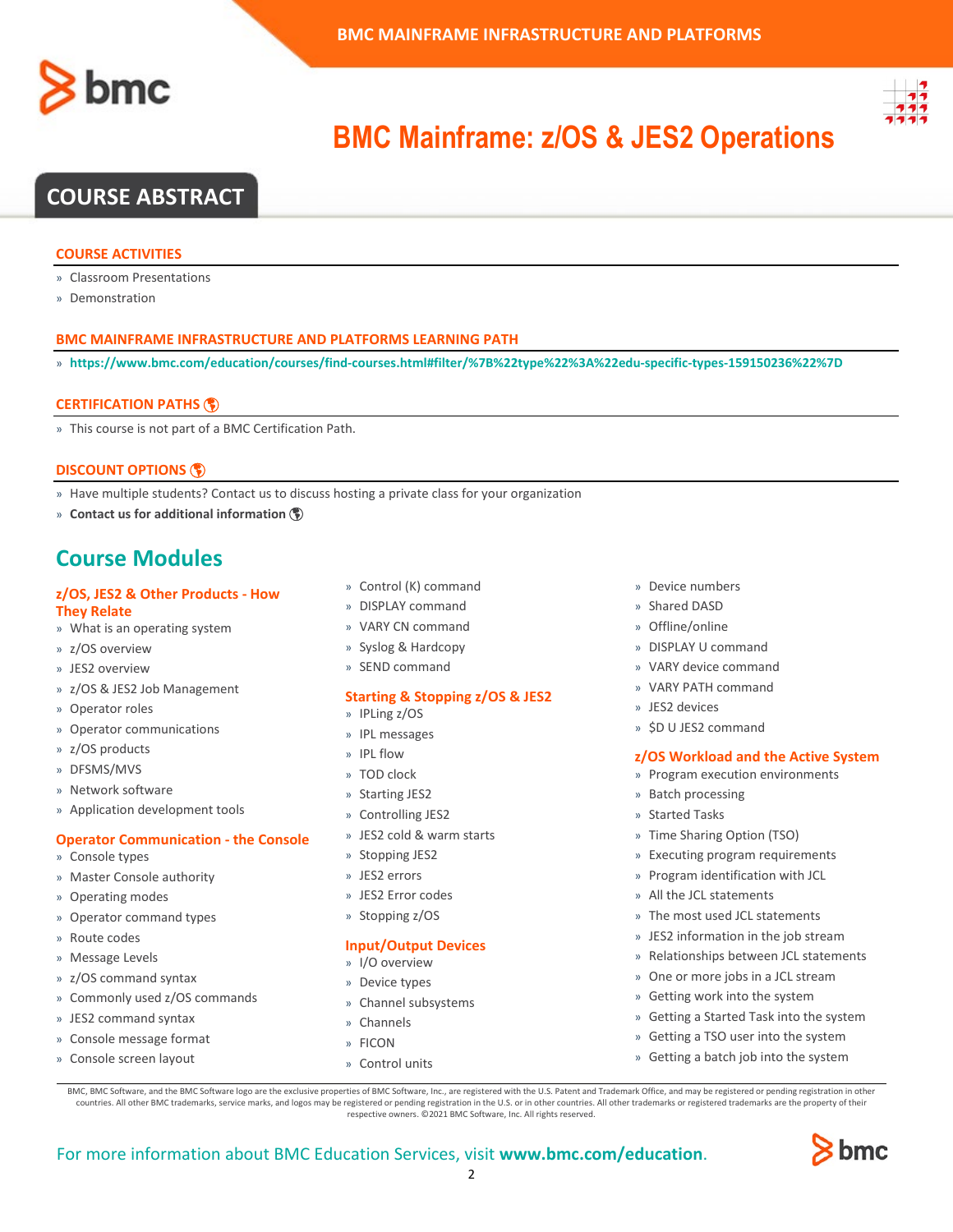# BMC Mainframe: z/OS & JES2 Operations

## COURSE ABSTRACT

### COURSE ACTIVITIES

- Classroom Presentations
- Demonstration

### BMC MAINFRAME INFRASTRUCTURE AND PLATFORMS LEARNING PATH

- **https://www.bmc.com/education/courses/find-courses.html#filter/%7B%22type%22%3A%22edu-specific-types-159150236%22%7D**

### CERTIFICATION PATHS

- This course is not part of a BMC Certification Path.

### DISCOUNT OPTIONS

- Have multiple students? Contact us to discuss hosting a private class for your organization
- **Contact us for additional information**

## Course Modules

### z/OS, JES2 & Other Products - How They Relate

- What is an operating system
- z/OS overview
- JES2 overview
- z/OS & JES2 Job Management
- Operator roles
- Operator communications
- z/OS products
- DFSMS/MVS
- Network software
- Application development tools

### Operator Communication - the Console

- Console types
- Master Console authority
- Operating modes
- Operator command types
- Route codes
- Message Levels
- z/OS command syntax
- Commonly used z/OS commands
- JES2 command syntax
- Console message format
- Console screen layout
- Control (K) command
- DISPLAY command
- VARY CN command
- Syslog & Hardcopy
- SEND command

### Starting & Stopping z/OS & JES2

- IPLing z/OS
- IPL messages
- IPL flow
- TOD clock
- Starting JES2
- Controlling JES2
- JES2 cold & warm starts
- Stopping JES2
- JES2 errors
- JES2 Error codes
- Stopping z/OS

### Input/Output Devices

- I/O overview
- Device types
- Channel subsystems
- Channels
- FICON
- Control units
- Device numbers
- Shared DASD
- Offline/online
- DISPLAY U command
- VARY device command
- VARY PATH command
- JES2 devices
- $D U JES2 command

### z/OS Workload and the Active System

- Program execution environments
- Batch processing
- Started Tasks
- Time Sharing Option (TSO)
- Executing program requirements
- Program identification with JCL
- All the JCL statements
- The most used JCL statements
- JES2 information in the job stream
- Relationships between JCL statements
- One or more jobs in a JCL stream
- Getting work into the system
- Getting a Started Task into the system
- Getting a TSO user into the system
- Getting a batch job into the system

BMC, BMC Software, and the BMC Software logo are the exclusive properties of BMC Software, Inc., are registered with the U.S. Patent and Trademark Office, and may be registered or pending registration in other countries. All other BMC trademarks, service marks, and logos may be registered or pending registration in the U.S. or in other countries. All other trademarks or registered trademarks are the property of their respective owners. ©2021 BMC Software, Inc. All rights reserved.

For more information about BMC Education Services, visit **www.bmc.com/education**.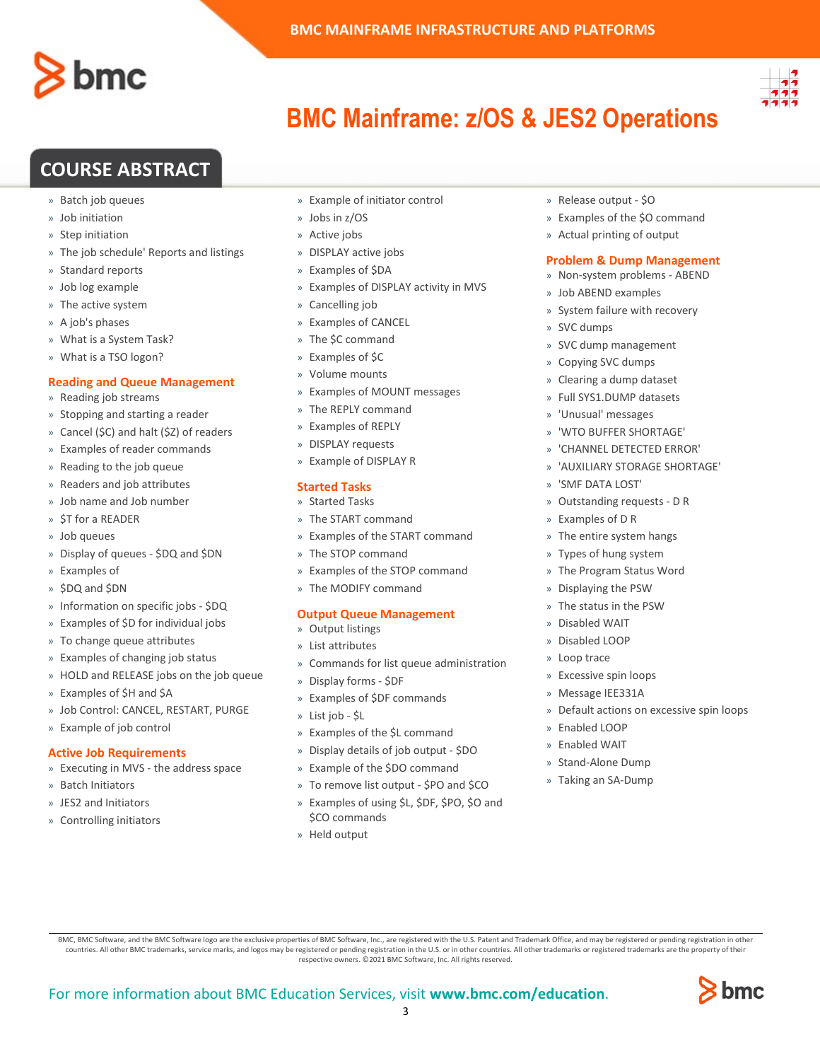BMC MAINFRAME INFRASTRUCTURE AND PLATFORMS

# BMC Mainframe: z/OS & JES2 Operations

## COURSE ABSTRACT

- Batch job queues
- Job initiation
- Step initiation
- The job schedule' Reports and listings
- Standard reports
- Job log example
- The active system
- A job's phases
- What is a System Task?
- What is a TSO logon?

### Reading and Queue Management

- Reading job streams
- Stopping and starting a reader
- Cancel ($C) and halt ($Z) of readers
- Examples of reader commands
- Reading to the job queue
- Readers and job attributes
- Job name and Job number
- $T for a READER
- Job queues
- Display of queues - $DQ and $DN
- Examples of
- $DQ and $DN
- Information on specific jobs - $DQ
- Examples of $D for individual jobs
- To change queue attributes
- Examples of changing job status
- HOLD and RELEASE jobs on the job queue
- Examples of $H and $A
- Job Control: CANCEL, RESTART, PURGE
- Example of job control

### Active Job Requirements

- Executing in MVS - the address space
- Batch Initiators
- JES2 and Initiators
- Controlling initiators
- Example of initiator control
- Jobs in z/OS
- Active jobs
- DISPLAY active jobs
- Examples of $DA
- Examples of DISPLAY activity in MVS
- Cancelling job
- Examples of CANCEL
- The $C command
- Examples of $C
- Volume mounts
- Examples of MOUNT messages
- The REPLY command
- Examples of REPLY
- DISPLAY requests
- Example of DISPLAY R

### Started Tasks

- Started Tasks
- The START command
- Examples of the START command
- The STOP command
- Examples of the STOP command
- The MODIFY command

### Output Queue Management

- Output listings
- List attributes
- Commands for list queue administration
- Display forms - $DF
- Examples of $DF commands
- List job - $L
- Examples of the $L command
- Display details of job output - $DO
- Example of the $DO command
- To remove list output - $PO and $CO
- Examples of using $L, $DF, $PO, $O and $CO commands
- Held output
- Release output - $O
- Examples of the $O command
- Actual printing of output

### Problem & Dump Management

- Non-system problems - ABEND
- Job ABEND examples
- System failure with recovery
- SVC dumps
- SVC dump management
- Copying SVC dumps
- Clearing a dump dataset
- Full SYS1.DUMP datasets
- 'Unusual' messages
- 'WTO BUFFER SHORTAGE'
- 'CHANNEL DETECTED ERROR'
- 'AUXILIARY STORAGE SHORTAGE'
- 'SMF DATA LOST'
- Outstanding requests - D R
- Examples of D R
- The entire system hangs
- Types of hung system
- The Program Status Word
- Displaying the PSW
- The status in the PSW
- Disabled WAIT
- Disabled LOOP
- Loop trace
- Excessive spin loops
- Message IEE331A
- Default actions on excessive spin loops
- Enabled LOOP
- Enabled WAIT
- Stand-Alone Dump
- Taking an SA-Dump

BMC, BMC Software, and the BMC Software logo are the exclusive properties of BMC Software, Inc., are registered with the U.S. Patent and Trademark Office, and may be registered or pending registration in other countries. All other BMC trademarks, service marks, and logos may be registered or pending registration in the U.S. or in other countries. All other trademarks or registered trademarks are the property of their respective owners. ©2021 BMC Software, Inc. All rights reserved.

For more information about BMC Education Services, visit **www.bmc.com/education**.